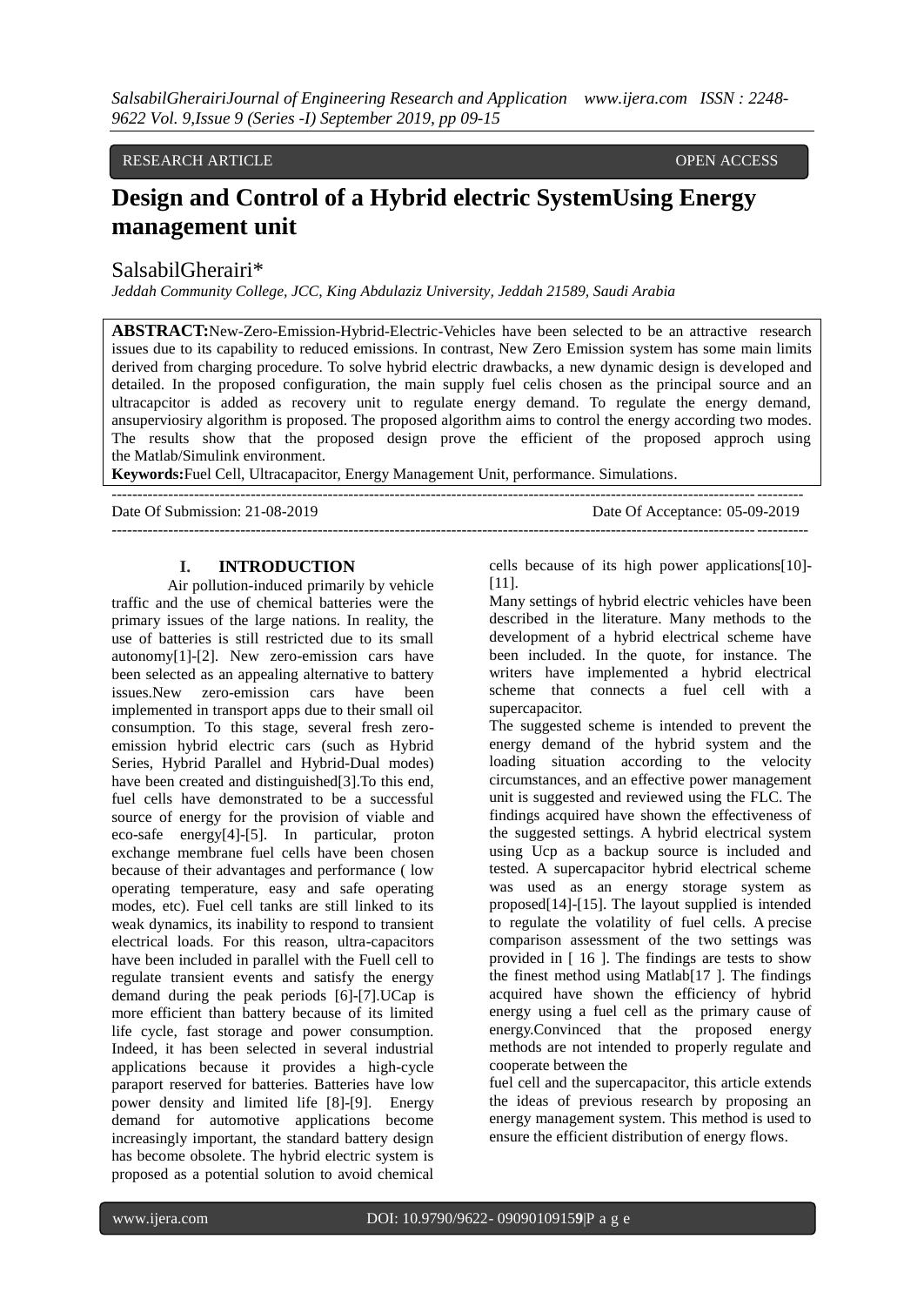RESEARCH ARTICLE OPEN ACCESS

# Design and Control of a Hybrid electric SystemUsing Energy management unit

SalsabilGherairi*

*Jeddah Community College, JCC, King Abdulaziz University, Jeddah 21589, Saudi Arabia*

**ABSTRACT:**New-Zero-Emission-Hybrid-Electric-Vehicles have been selected to be an attractive research issues due to its capability to reduced emissions. In contrast, New Zero Emission system has some main limits derived from charging procedure. To solve hybrid electric drawbacks, a new dynamic design is developed and detailed. In the proposed configuration, the main supply fuel celis chosen as the principal source and an ultracapcitor is added as recovery unit to regulate energy demand. To regulate the energy demand, ansuperviosiry algorithm is proposed. The proposed algorithm aims to control the energy according two modes. The results show that the proposed design prove the efficient of the proposed approch using the Matlab/Simulink environment.

**Keywords:**Fuel Cell, Ultracapacitor, Energy Management Unit, performance. Simulations.

Date Of Submission: 21-08-2019 Date Of Acceptance: 05-09-2019

## I. INTRODUCTION

Air pollution-induced primarily by vehicle traffic and the use of chemical batteries were the primary issues of the large nations. In reality, the use of batteries is still restricted due to its small autonomy[1]-[2]. New zero-emission cars have been selected as an appealing alternative to battery issues.New zero-emission cars have been implemented in transport apps due to their small oil consumption. To this stage, several fresh zero-emission hybrid electric cars (such as Hybrid Series, Hybrid Parallel and Hybrid-Dual modes) have been created and distinguished[3].To this end, fuel cells have demonstrated to be a successful source of energy for the provision of viable and eco-safe energy[4]-[5]. In particular, proton exchange membrane fuel cells have been chosen because of their advantages and performance ( low operating temperature, easy and safe operating modes, etc). Fuel cell tanks are still linked to its weak dynamics, its inability to respond to transient electrical loads. For this reason, ultra-capacitors have been included in parallel with the Fuell cell to regulate transient events and satisfy the energy demand during the peak periods [6]-[7].UCap is more efficient than battery because of its limited life cycle, fast storage and power consumption. Indeed, it has been selected in several industrial applications because it provides a high-cycle paraport reserved for batteries. Batteries have low power density and limited life [8]-[9]. Energy demand for automotive applications become increasingly important, the standard battery design has become obsolete. The hybrid electric system is proposed as a potential solution to avoid chemical cells because of its high power applications[10]-[11].

Many settings of hybrid electric vehicles have been described in the literature. Many methods to the development of a hybrid electrical scheme have been included. In the quote, for instance. The writers have implemented a hybrid electrical scheme that connects a fuel cell with a supercapacitor.

The suggested scheme is intended to prevent the energy demand of the hybrid system and the loading situation according to the velocity circumstances, and an effective power management unit is suggested and reviewed using the FLC. The findings acquired have shown the effectiveness of the suggested settings. A hybrid electrical system using Ucp as a backup source is included and tested. A supercapacitor hybrid electrical scheme was used as an energy storage system as proposed[14]-[15]. The layout supplied is intended to regulate the volatility of fuel cells. A precise comparison assessment of the two settings was provided in [ 16 ]. The findings are tests to show the finest method using Matlab[17 ]. The findings acquired have shown the efficiency of hybrid energy using a fuel cell as the primary cause of energy.Convinced that the proposed energy methods are not intended to properly regulate and cooperate between the fuel cell and the supercapacitor, this article extends the ideas of previous research by proposing an energy management system. This method is used to ensure the efficient distribution of energy flows.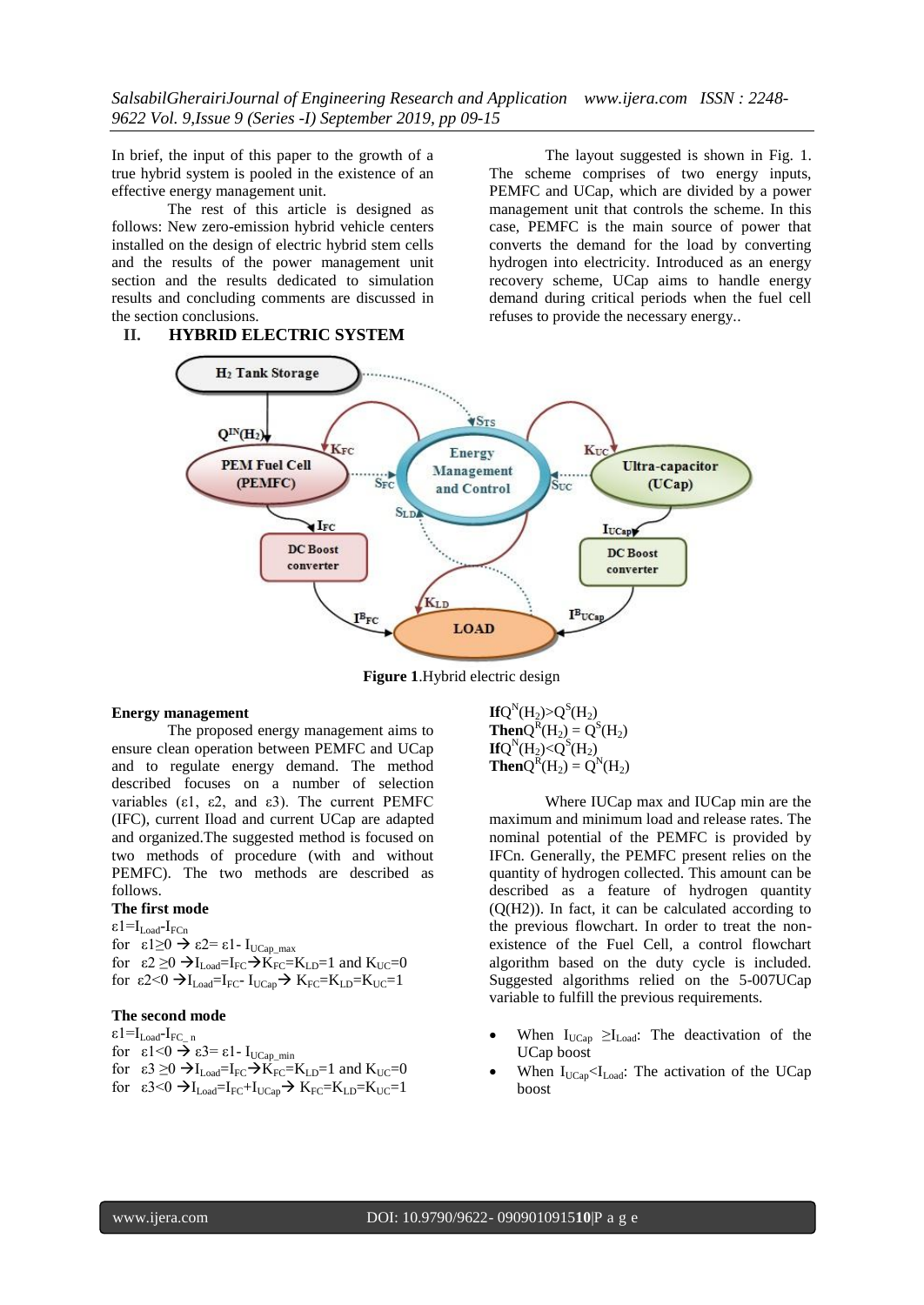In brief, the input of this paper to the growth of a true hybrid system is pooled in the existence of an effective energy management unit.

The rest of this article is designed as follows: New zero-emission hybrid vehicle centers installed on the design of electric hybrid stem cells and the results of the power management unit section and the results dedicated to simulation results and concluding comments are discussed in the section conclusions.

## II. HYBRID ELECTRIC SYSTEM

The layout suggested is shown in Fig. 1. The scheme comprises of two energy inputs, PEMFC and UCap, which are divided by a power management unit that controls the scheme. In this case, PEMFC is the main source of power that converts the demand for the load by converting hydrogen into electricity. Introduced as an energy recovery scheme, UCap aims to handle energy demand during critical periods when the fuel cell refuses to provide the necessary energy..

**Figure 1**.Hybrid electric design

**Energy management**

The proposed energy management aims to ensure clean operation between PEMFC and UCap and to regulate energy demand. The method described focuses on a number of selection variables (ε1, ε2, and ε3). The current PEMFC (IFC), current Iload and current UCap are adapted and organized.The suggested method is focused on two methods of procedure (with and without PEMFC). The two methods are described as follows.

**The first mode**

$\varepsilon1 = I_{Load} - I_{FCn}$

for $\varepsilon1 \geq 0 \rightarrow \varepsilon2 = \varepsilon1 - I_{UCap\_max}$

for $\varepsilon2 \geq 0 \rightarrow I_{Load} = I_{FC} \rightarrow K_{FC} = K_{LD} = 1$ and $K_{UC} = 0$

for $\varepsilon2 < 0 \rightarrow I_{Load} = I_{FC} - I_{UCap} \rightarrow K_{FC} = K_{LD} = K_{UC} = 1$

**The second mode**

$\varepsilon1 = I_{Load} - I_{FC\_n}$

for $\varepsilon1 < 0 \rightarrow \varepsilon3 = \varepsilon1 - I_{UCap\_min}$

for $\varepsilon3 \geq 0 \rightarrow I_{Load} = I_{FC} \rightarrow K_{FC} = K_{LD} = 1$ and $K_{UC} = 0$

for $\varepsilon3 < 0 \rightarrow I_{Load} = I_{FC} + I_{UCap} \rightarrow K_{FC} = K_{LD} = K_{UC} = 1$

**If** $Q^N(H_2) > Q^S(H_2)$
**Then** $Q^R(H_2) = Q^S(H_2)$
**If** $Q^N(H_2) < Q^S(H_2)$
**Then** $Q^R(H_2) = Q^N(H_2)$

Where IUCap max and IUCap min are the maximum and minimum load and release rates. The nominal potential of the PEMFC is provided by IFCn. Generally, the PEMFC present relies on the quantity of hydrogen collected. This amount can be described as a feature of hydrogen quantity (Q(H2)). In fact, it can be calculated according to the previous flowchart. In order to treat the non-existence of the Fuel Cell, a control flowchart algorithm based on the duty cycle is included. Suggested algorithms relied on the 5-007UCap variable to fulfill the previous requirements.

- When $I_{UCap} \geq I_{Load}$: The deactivation of the UCap boost
- When $I_{UCap} < I_{Load}$: The activation of the UCap boost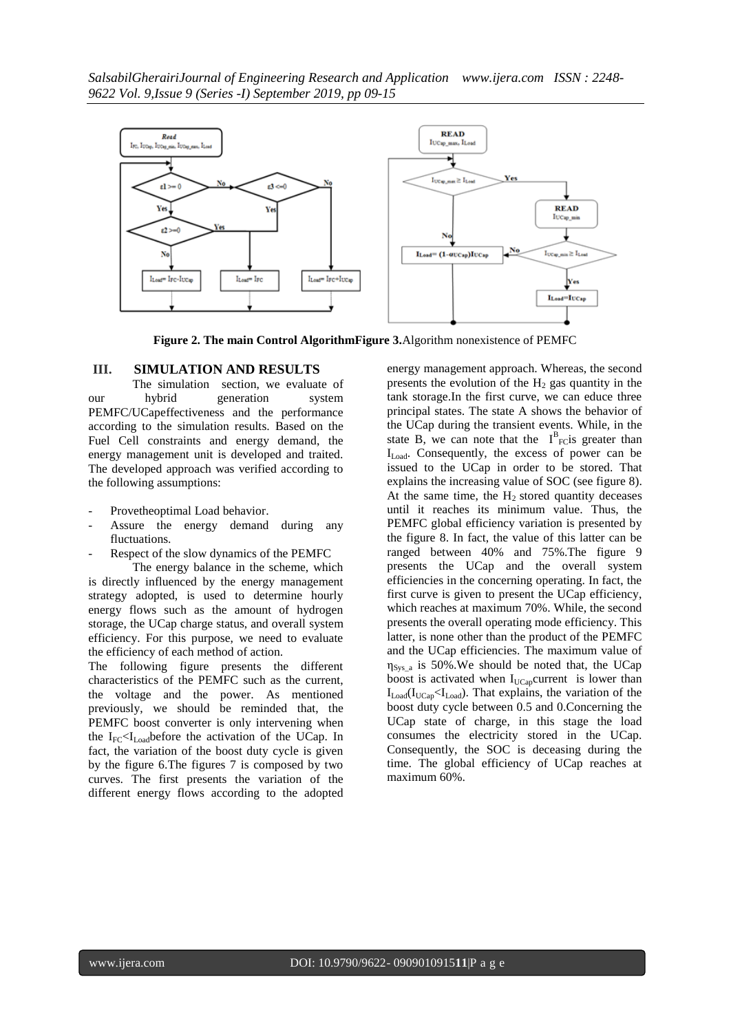**Figure 2. The main Control AlgorithmFigure 3.**Algorithm nonexistence of PEMFC

## III. SIMULATION AND RESULTS

The simulation section, we evaluate of our hybrid generation system PEMFC/UCapeffectiveness and the performance according to the simulation results. Based on the Fuel Cell constraints and energy demand, the energy management unit is developed and traited. The developed approach was verified according to the following assumptions:

- Provetheoptimal Load behavior.
- Assure the energy demand during any fluctuations.
- Respect of the slow dynamics of the PEMFC

The energy balance in the scheme, which is directly influenced by the energy management strategy adopted, is used to determine hourly energy flows such as the amount of hydrogen storage, the UCap charge status, and overall system efficiency. For this purpose, we need to evaluate the efficiency of each method of action.

The following figure presents the different characteristics of the PEMFC such as the current, the voltage and the power. As mentioned previously, we should be reminded that, the PEMFC boost converter is only intervening when the $I_{FC}<I_{Load}$before the activation of the UCap. In fact, the variation of the boost duty cycle is given by the figure 6.The figures 7 is composed by two curves. The first presents the variation of the different energy flows according to the adopted energy management approach. Whereas, the second presents the evolution of the $H_2$ gas quantity in the tank storage.In the first curve, we can educe three principal states. The state A shows the behavior of the UCap during the transient events. While, in the state B, we can note that the $I^B_{FC}$is greater than $I_{Load}$. Consequently, the excess of power can be issued to the UCap in order to be stored. That explains the increasing value of SOC (see figure 8). At the same time, the $H_2$ stored quantity deceases until it reaches its minimum value. Thus, the PEMFC global efficiency variation is presented by the figure 8. In fact, the value of this latter can be ranged between 40% and 75%.The figure 9 presents the UCap and the overall system efficiencies in the concerning operating. In fact, the first curve is given to present the UCap efficiency, which reaches at maximum 70%. While, the second presents the overall operating mode efficiency. This latter, is none other than the product of the PEMFC and the UCap efficiencies. The maximum value of $\eta_{Sys\_a}$ is 50%.We should be noted that, the UCap boost is activated when $I_{UCap}$current is lower than $I_{Load}$($I_{UCap}<I_{Load}$). That explains, the variation of the boost duty cycle between 0.5 and 0.Concerning the UCap state of charge, in this stage the load consumes the electricity stored in the UCap. Consequently, the SOC is deceasing during the time. The global efficiency of UCap reaches at maximum 60%.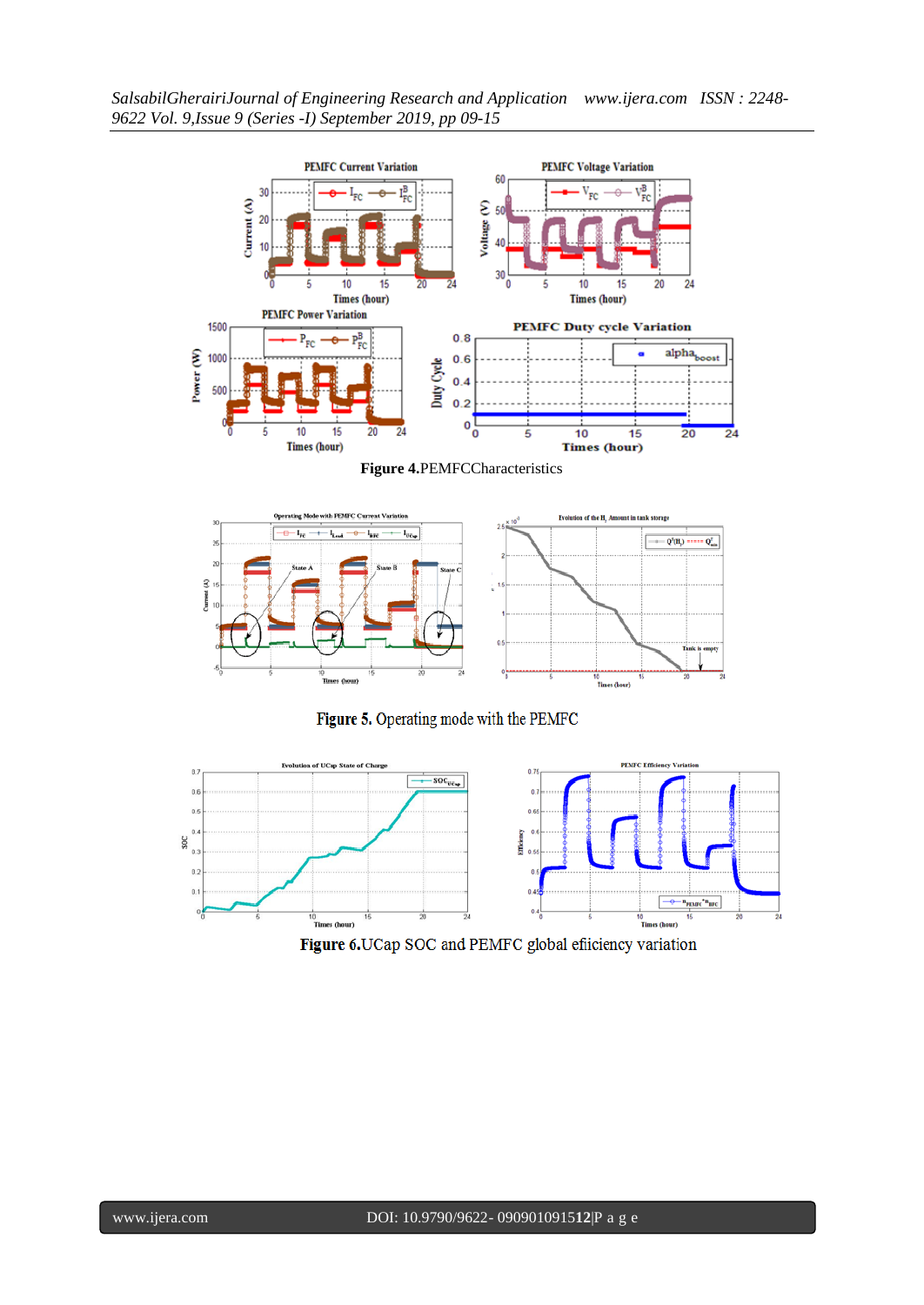**Figure 4.**PEMFCCharacteristics

**Figure 5.** Operating mode with the PEMFC

**Figure 6.**UCap SOC and PEMFC global efiiciency variation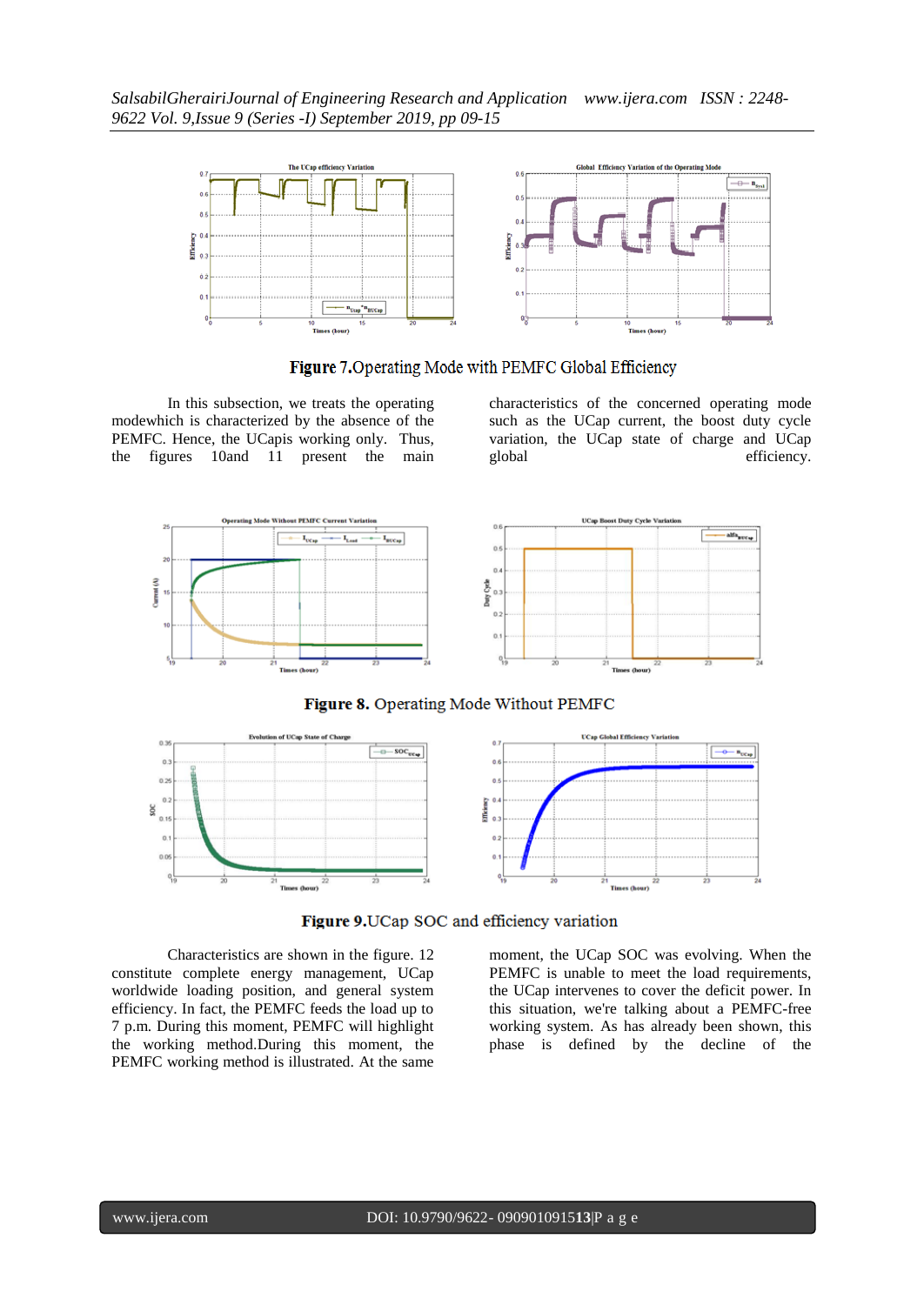**Figure 7.**Operating Mode with PEMFC Global Efficiency

In this subsection, we treats the operating modewhich is characterized by the absence of the PEMFC. Hence, the UCapis working only. Thus, the figures 10and 11 present the main characteristics of the concerned operating mode such as the UCap current, the boost duty cycle variation, the UCap state of charge and UCap global efficiency.

**Figure 8.** Operating Mode Without PEMFC

**Figure 9.**UCap SOC and efficiency variation

Characteristics are shown in the figure. 12 constitute complete energy management, UCap worldwide loading position, and general system efficiency. In fact, the PEMFC feeds the load up to 7 p.m. During this moment, PEMFC will highlight the working method.During this moment, the PEMFC working method is illustrated. At the same moment, the UCap SOC was evolving. When the PEMFC is unable to meet the load requirements, the UCap intervenes to cover the deficit power. In this situation, we're talking about a PEMFC-free working system. As has already been shown, this phase is defined by the decline of the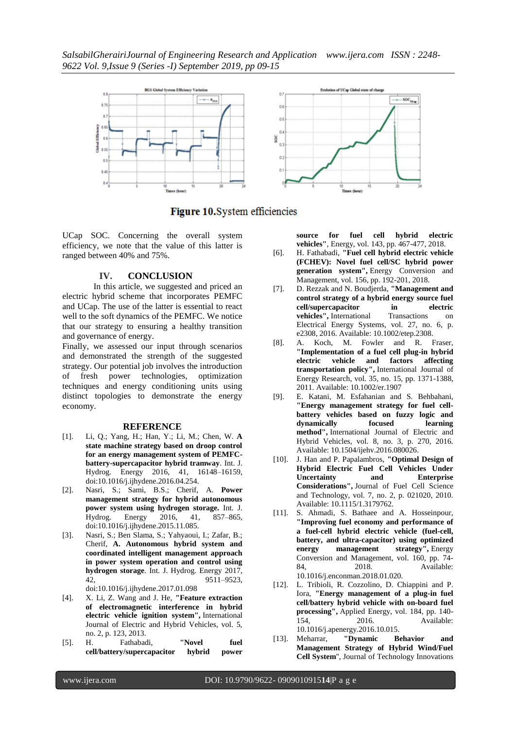Figure 10.System efficiencies

UCap SOC. Concerning the overall system efficiency, we note that the value of this latter is ranged between 40% and 75%.

## IV. CONCLUSION

In this article, we suggested and priced an electric hybrid scheme that incorporates PEMFC and UCap. The use of the latter is essential to react well to the soft dynamics of the PEMFC. We notice that our strategy to ensuring a healthy transition and governance of energy.

Finally, we assessed our input through scenarios and demonstrated the strength of the suggested strategy. Our potential job involves the introduction of fresh power technologies, optimization techniques and energy conditioning units using distinct topologies to demonstrate the energy economy.

## REFERENCE

[1]. Li, Q.; Yang, H.; Han, Y.; Li, M.; Chen, W. **A state machine strategy based on droop control for an energy management system of PEMFC-battery-supercapacitor hybrid tramway**. Int. J. Hydrog. Energy 2016, 41, 16148–16159, doi:10.1016/j.ijhydene.2016.04.254.

[2]. Nasri, S.; Sami, B.S.; Cherif, A. **Power management strategy for hybrid autonomous power system using hydrogen storage.** Int. J. Hydrog. Energy 2016, 41, 857–865, doi:10.1016/j.ijhydene.2015.11.085.

[3]. Nasri, S.; Ben Slama, S.; Yahyaoui, I.; Zafar, B.; Cherif, **A. Autonomous hybrid system and coordinated intelligent management approach in power system operation and control using hydrogen storage**. Int. J. Hydrog. Energy 2017, 42, 9511–9523, doi:10.1016/j.ijhydene.2017.01.098

[4]. X. Li, Z. Wang and J. He, **"Feature extraction of electromagnetic interference in hybrid electric vehicle ignition system",** International Journal of Electric and Hybrid Vehicles, vol. 5, no. 2, p. 123, 2013.

[5]. H. Fathabadi, **"Novel fuel cell/battery/supercapacitor hybrid power source for fuel cell hybrid electric vehicles"**, Energy, vol. 143, pp. 467-477, 2018.

[6]. H. Fathabadi, **"Fuel cell hybrid electric vehicle (FCHEV): Novel fuel cell/SC hybrid power generation system",** Energy Conversion and Management, vol. 156, pp. 192-201, 2018.

[7]. D. Rezzak and N. Boudjerda, **"Management and control strategy of a hybrid energy source fuel cell/supercapacitor in electric vehicles",** International Transactions on Electrical Energy Systems, vol. 27, no. 6, p. e2308, 2016. Available: 10.1002/etep.2308.

[8]. A. Koch, M. Fowler and R. Fraser, **"Implementation of a fuel cell plug-in hybrid electric vehicle and factors affecting transportation policy",** International Journal of Energy Research, vol. 35, no. 15, pp. 1371-1388, 2011. Available: 10.1002/er.1907

[9]. E. Katani, M. Esfahanian and S. Behbahani, **"Energy management strategy for fuel cell-battery vehicles based on fuzzy logic and dynamically focused learning method",** International Journal of Electric and Hybrid Vehicles, vol. 8, no. 3, p. 270, 2016. Available: 10.1504/ijehv.2016.080026.

[10]. J. Han and P. Papalambros, **"Optimal Design of Hybrid Electric Fuel Cell Vehicles Under Uncertainty and Enterprise Considerations",** Journal of Fuel Cell Science and Technology, vol. 7, no. 2, p. 021020, 2010. Available: 10.1115/1.3179762.

[11]. S. Ahmadi, S. Bathaee and A. Hosseinpour, **"Improving fuel economy and performance of a fuel-cell hybrid electric vehicle (fuel-cell, battery, and ultra-capacitor) using optimized energy management strategy",** Energy Conversion and Management, vol. 160, pp. 74-84, 2018. Available: 10.1016/j.enconman.2018.01.020.

[12]. L. Tribioli, R. Cozzolino, D. Chiappini and P. Iora, **"Energy management of a plug-in fuel cell/battery hybrid vehicle with on-board fuel processing",** Applied Energy, vol. 184, pp. 140-154, 2016. Available: 10.1016/j.apenergy.2016.10.015.

[13]. Meharrar, **"Dynamic Behavior and Management Strategy of Hybrid Wind/Fuel Cell System**", Journal of Technology Innovations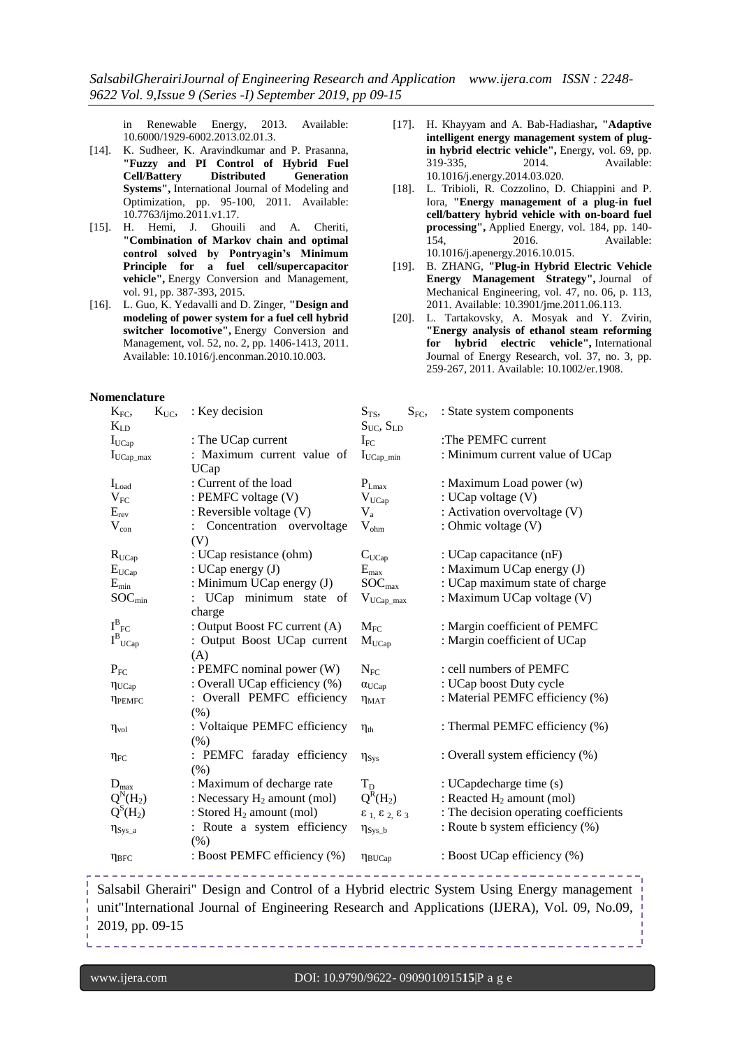in Renewable Energy, 2013. Available: 10.6000/1929-6002.2013.02.01.3.

[14]. K. Sudheer, K. Aravindkumar and P. Prasanna, **"Fuzzy and PI Control of Hybrid Fuel Cell/Battery Distributed Generation Systems",** International Journal of Modeling and Optimization, pp. 95-100, 2011. Available: 10.7763/ijmo.2011.v1.17.

[15]. H. Hemi, J. Ghouili and A. Cheriti, **"Combination of Markov chain and optimal control solved by Pontryagin's Minimum Principle for a fuel cell/supercapacitor vehicle",** Energy Conversion and Management, vol. 91, pp. 387-393, 2015.

[16]. L. Guo, K. Yedavalli and D. Zinger, **"Design and modeling of power system for a fuel cell hybrid switcher locomotive",** Energy Conversion and Management, vol. 52, no. 2, pp. 1406-1413, 2011. Available: 10.1016/j.enconman.2010.10.003.

[17]. H. Khayyam and A. Bab-Hadiashar**, "Adaptive intelligent energy management system of plug-in hybrid electric vehicle",** Energy, vol. 69, pp. 319-335, 2014. Available: 10.1016/j.energy.2014.03.020.

[18]. L. Tribioli, R. Cozzolino, D. Chiappini and P. Iora, **"Energy management of a plug-in fuel cell/battery hybrid vehicle with on-board fuel processing",** Applied Energy, vol. 184, pp. 140-154, 2016. Available: 10.1016/j.apenergy.2016.10.015.

[19]. B. ZHANG, **"Plug-in Hybrid Electric Vehicle Energy Management Strategy",** Journal of Mechanical Engineering, vol. 47, no. 06, p. 113, 2011. Available: 10.3901/jme.2011.06.113.

[20]. L. Tartakovsky, A. Mosyak and Y. Zvirin, **"Energy analysis of ethanol steam reforming for hybrid electric vehicle",** International Journal of Energy Research, vol. 37, no. 3, pp. 259-267, 2011. Available: 10.1002/er.1908.

## Nomenclature

| | | | |
|---|---|---|---|
| $K_{FC}$, $K_{UC}$, $K_{LD}$ | : Key decision | $S_{TS}$, $S_{FC}$, $S_{UC}$, $S_{LD}$ | : State system components |
| $I_{UCap}$ | : The UCap current | $I_{FC}$ | :The PEMFC current |
| $I_{UCap\_max}$ | : Maximum current value of UCap | $I_{UCap\_min}$ | : Minimum current value of UCap |
| $I_{Load}$ | : Current of the load | $P_{Lmax}$ | : Maximum Load power (w) |
| $V_{FC}$ | : PEMFC voltage (V) | $V_{UCap}$ | : UCap voltage (V) |
| $E_{rev}$ | : Reversible voltage (V) | $V_a$ | : Activation overvoltage (V) |
| $V_{con}$ | : Concentration overvoltage (V) | $V_{ohm}$ | : Ohmic voltage (V) |
| $R_{UCap}$ | : UCap resistance (ohm) | $C_{UCap}$ | : UCap capacitance (nF) |
| $E_{UCap}$ | : UCap energy (J) | $E_{max}$ | : Maximum UCap energy (J) |
| $E_{min}$ | : Minimum UCap energy (J) | $SOC_{max}$ | : UCap maximum state of charge |
| $SOC_{min}$ | : UCap minimum state of charge | $V_{UCap\_max}$ | : Maximum UCap voltage (V) |
| $I^B_{FC}$ | : Output Boost FC current (A) | $M_{FC}$ | : Margin coefficient of PEMFC |
| $I^B_{UCap}$ | : Output Boost UCap current (A) | $M_{UCap}$ | : Margin coefficient of UCap |
| $P_{FC}$ | : PEMFC nominal power (W) | $N_{FC}$ | : cell numbers of PEMFC |
| $\eta_{UCap}$ | : Overall UCap efficiency (%) | $\alpha_{UCap}$ | : UCap boost Duty cycle |
| $\eta_{PEMFC}$ | : Overall PEMFC efficiency (%) | $\eta_{MAT}$ | : Material PEMFC efficiency (%) |
| $\eta_{vol}$ | : Voltaique PEMFC efficiency (%) | $\eta_{th}$ | : Thermal PEMFC efficiency (%) |
| $\eta_{FC}$ | : PEMFC faraday efficiency (%) | $\eta_{Sys}$ | : Overall system efficiency (%) |
| $D_{max}$ | : Maximum of decharge rate | $T_D$ | : UCapdecharge time (s) |
| $Q^N(H_2)$ | : Necessary $H_2$ amount (mol) | $Q^R(H_2)$ | : Reacted $H_2$ amount (mol) |
| $Q^S(H_2)$ | : Stored $H_2$ amount (mol) | $\varepsilon_1, \varepsilon_2, \varepsilon_3$ | : The decision operating coefficients |
| $\eta_{Sys\_a}$ | : Route a system efficiency (%) | $\eta_{Sys\_b}$ | : Route b system efficiency (%) |
| $\eta_{BFC}$ | : Boost PEMFC efficiency (%) | $\eta_{BUCap}$ | : Boost UCap efficiency (%) |

Salsabil Gherairi" Design and Control of a Hybrid electric System Using Energy management unit"International Journal of Engineering Research and Applications (IJERA), Vol. 09, No.09, 2019, pp. 09-15